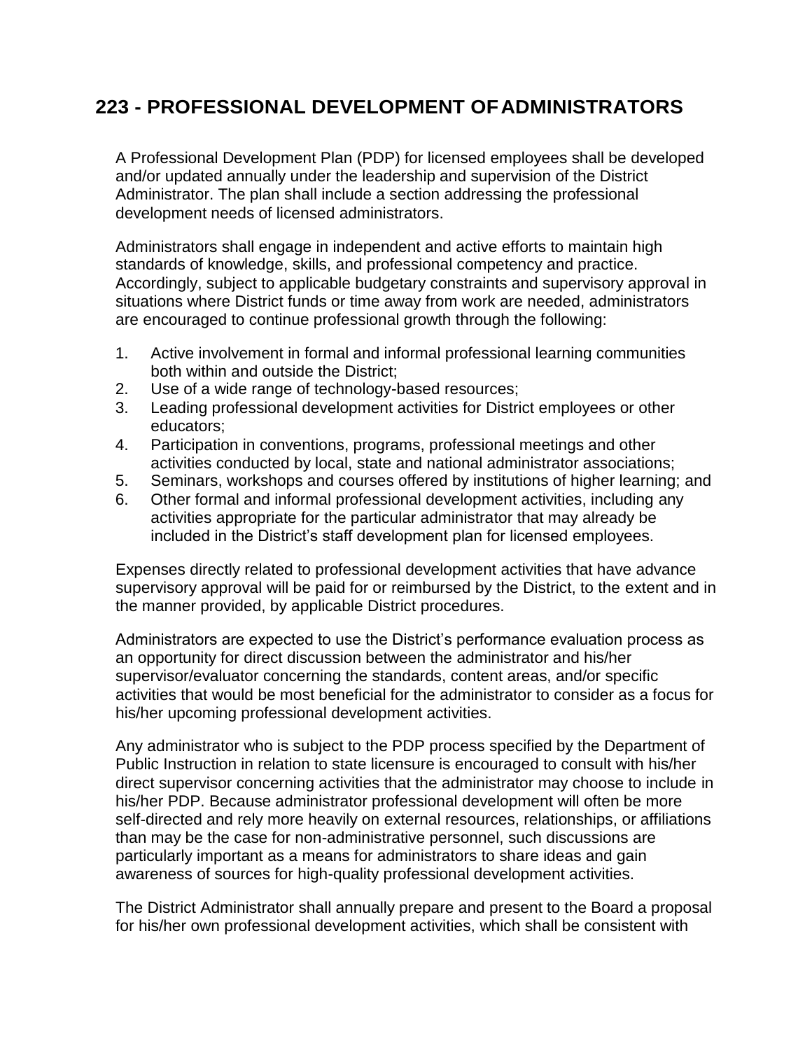# 223 - PROFESSIONAL DEVELOPMENT OF ADMINISTRATORS

A Professional Development Plan (PDP) for licensed employees shall be developed and/or updated annually under the leadership and supervision of the District Administrator. The plan shall include a section addressing the professional development needs of licensed administrators.

Administrators shall engage in independent and active efforts to maintain high standards of knowledge, skills, and professional competency and practice. Accordingly, subject to applicable budgetary constraints and supervisory approval in situations where District funds or time away from work are needed, administrators are encouraged to continue professional growth through the following:

1. Active involvement in formal and informal professional learning communities both within and outside the District;
2. Use of a wide range of technology-based resources;
3. Leading professional development activities for District employees or other educators;
4. Participation in conventions, programs, professional meetings and other activities conducted by local, state and national administrator associations;
5. Seminars, workshops and courses offered by institutions of higher learning; and
6. Other formal and informal professional development activities, including any activities appropriate for the particular administrator that may already be included in the District's staff development plan for licensed employees.

Expenses directly related to professional development activities that have advance supervisory approval will be paid for or reimbursed by the District, to the extent and in the manner provided, by applicable District procedures.

Administrators are expected to use the District's performance evaluation process as an opportunity for direct discussion between the administrator and his/her supervisor/evaluator concerning the standards, content areas, and/or specific activities that would be most beneficial for the administrator to consider as a focus for his/her upcoming professional development activities.

Any administrator who is subject to the PDP process specified by the Department of Public Instruction in relation to state licensure is encouraged to consult with his/her direct supervisor concerning activities that the administrator may choose to include in his/her PDP. Because administrator professional development will often be more self-directed and rely more heavily on external resources, relationships, or affiliations than may be the case for non-administrative personnel, such discussions are particularly important as a means for administrators to share ideas and gain awareness of sources for high-quality professional development activities.

The District Administrator shall annually prepare and present to the Board a proposal for his/her own professional development activities, which shall be consistent with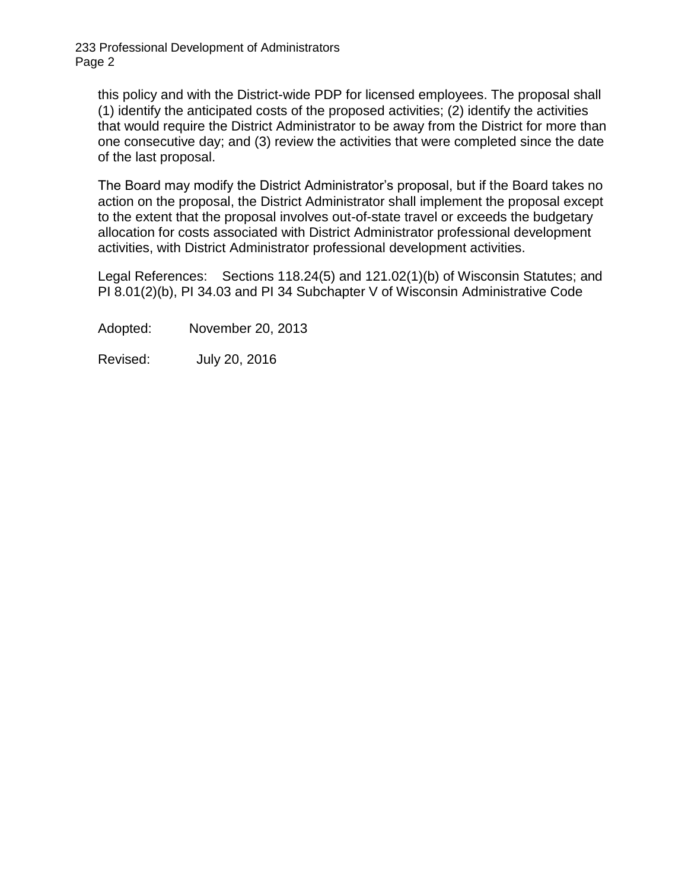this policy and with the District-wide PDP for licensed employees. The proposal shall (1) identify the anticipated costs of the proposed activities; (2) identify the activities that would require the District Administrator to be away from the District for more than one consecutive day; and (3) review the activities that were completed since the date of the last proposal.

The Board may modify the District Administrator's proposal, but if the Board takes no action on the proposal, the District Administrator shall implement the proposal except to the extent that the proposal involves out-of-state travel or exceeds the budgetary allocation for costs associated with District Administrator professional development activities, with District Administrator professional development activities.

Legal References: Sections 118.24(5) and 121.02(1)(b) of Wisconsin Statutes; and PI 8.01(2)(b), PI 34.03 and PI 34 Subchapter V of Wisconsin Administrative Code

Adopted: November 20, 2013

Revised: July 20, 2016